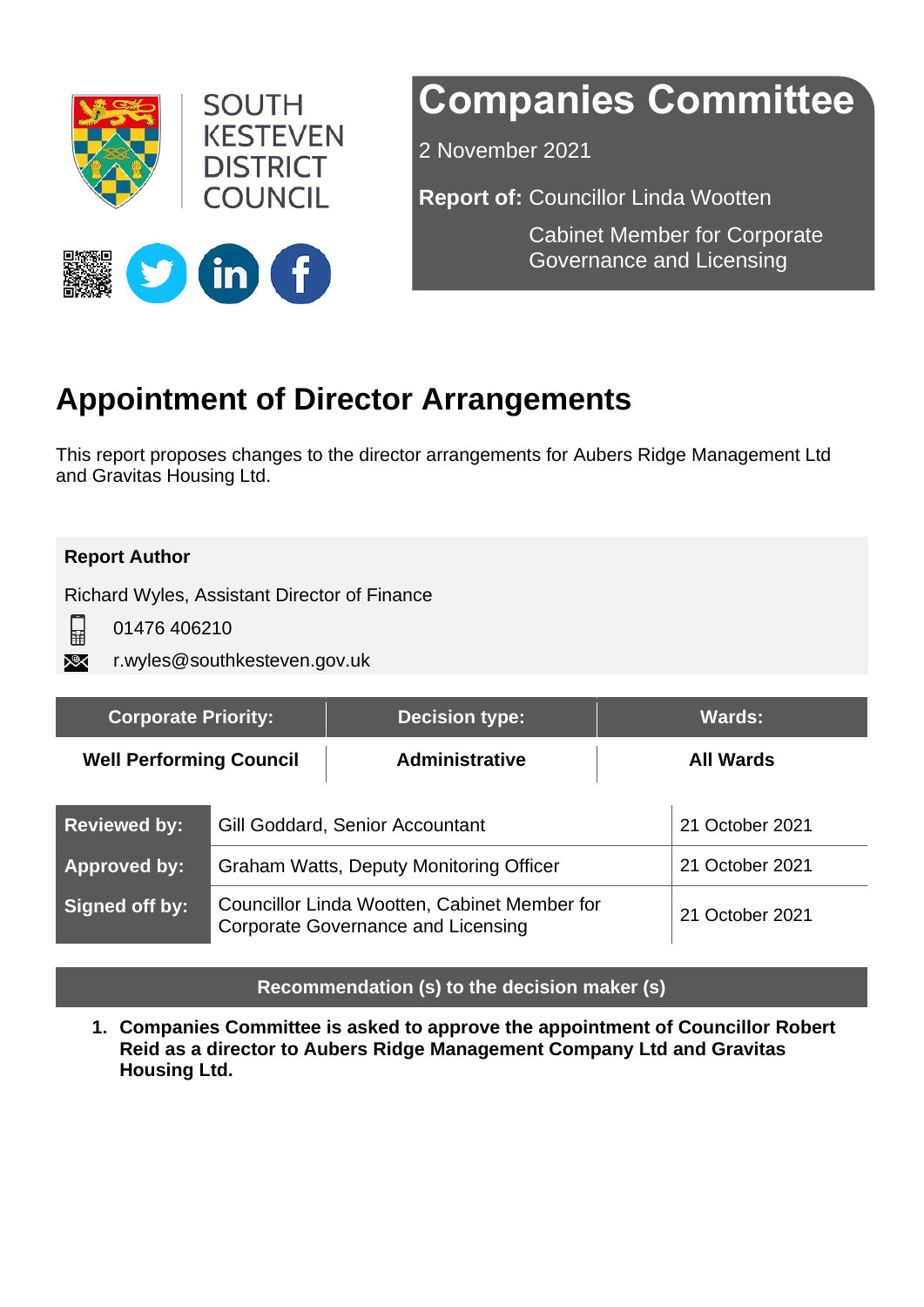SOUTH KESTEVEN DISTRICT COUNCIL

# Companies Committee

2 November 2021

**Report of:** Councillor Linda Wootten

Cabinet Member for Corporate Governance and Licensing

# Appointment of Director Arrangements

This report proposes changes to the director arrangements for Aubers Ridge Management Ltd and Gravitas Housing Ltd.

**Report Author**

Richard Wyles, Assistant Director of Finance

01476 406210

r.wyles@southkesteven.gov.uk

| Corporate Priority: | Decision type: | Wards: |
|---|---|---|
| **Well Performing Council** | **Administrative** | **All Wards** |

| | | |
|---|---|---|
| **Reviewed by:** | Gill Goddard, Senior Accountant | 21 October 2021 |
| **Approved by:** | Graham Watts, Deputy Monitoring Officer | 21 October 2021 |
| **Signed off by:** | Councillor Linda Wootten, Cabinet Member for Corporate Governance and Licensing | 21 October 2021 |

**Recommendation (s) to the decision maker (s)**

1. **Companies Committee is asked to approve the appointment of Councillor Robert Reid as a director to Aubers Ridge Management Company Ltd and Gravitas Housing Ltd.**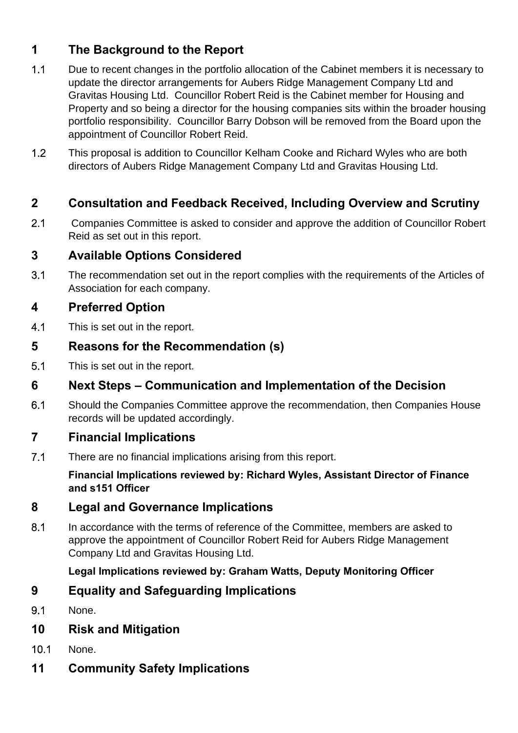## 1 The Background to the Report

1.1 Due to recent changes in the portfolio allocation of the Cabinet members it is necessary to update the director arrangements for Aubers Ridge Management Company Ltd and Gravitas Housing Ltd. Councillor Robert Reid is the Cabinet member for Housing and Property and so being a director for the housing companies sits within the broader housing portfolio responsibility. Councillor Barry Dobson will be removed from the Board upon the appointment of Councillor Robert Reid.

1.2 This proposal is addition to Councillor Kelham Cooke and Richard Wyles who are both directors of Aubers Ridge Management Company Ltd and Gravitas Housing Ltd.

## 2 Consultation and Feedback Received, Including Overview and Scrutiny

2.1 Companies Committee is asked to consider and approve the addition of Councillor Robert Reid as set out in this report.

## 3 Available Options Considered

3.1 The recommendation set out in the report complies with the requirements of the Articles of Association for each company.

## 4 Preferred Option

4.1 This is set out in the report.

## 5 Reasons for the Recommendation (s)

5.1 This is set out in the report.

## 6 Next Steps – Communication and Implementation of the Decision

6.1 Should the Companies Committee approve the recommendation, then Companies House records will be updated accordingly.

## 7 Financial Implications

7.1 There are no financial implications arising from this report.

**Financial Implications reviewed by: Richard Wyles, Assistant Director of Finance and s151 Officer**

## 8 Legal and Governance Implications

8.1 In accordance with the terms of reference of the Committee, members are asked to approve the appointment of Councillor Robert Reid for Aubers Ridge Management Company Ltd and Gravitas Housing Ltd.

**Legal Implications reviewed by: Graham Watts, Deputy Monitoring Officer**

## 9 Equality and Safeguarding Implications

9.1 None.

## 10 Risk and Mitigation

10.1 None.

## 11 Community Safety Implications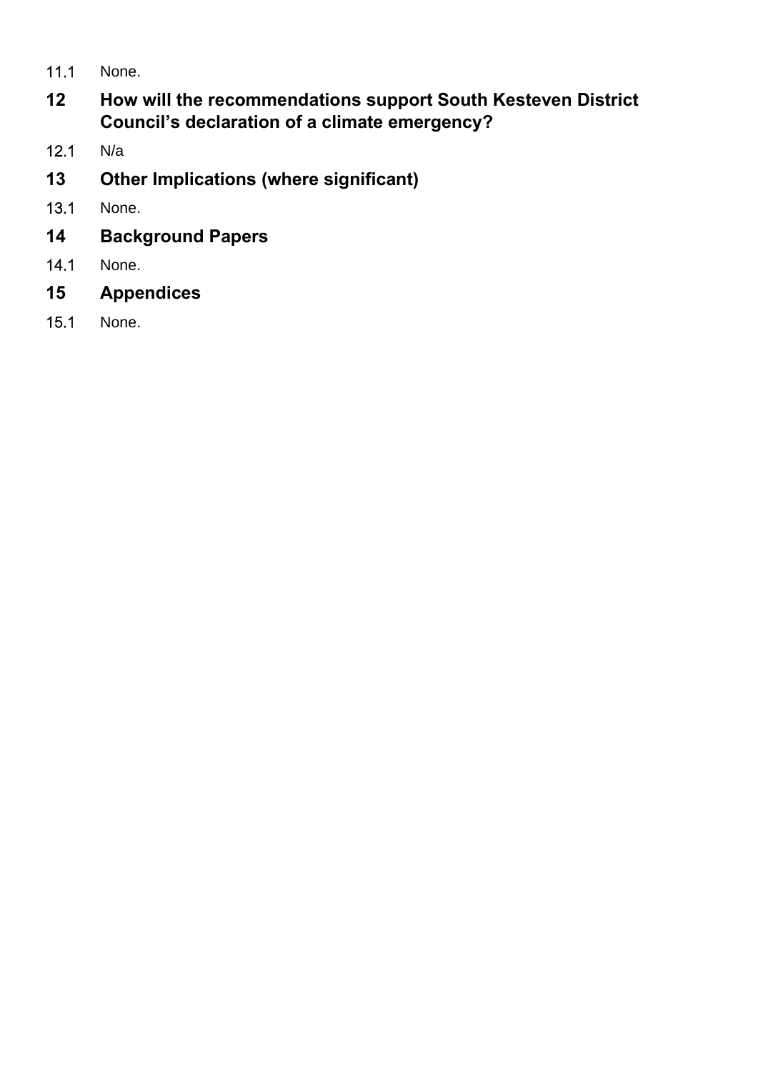11.1 None.

## 12 How will the recommendations support South Kesteven District Council's declaration of a climate emergency?

12.1 N/a

## 13 Other Implications (where significant)

13.1 None.

## 14 Background Papers

14.1 None.

## 15 Appendices

15.1 None.